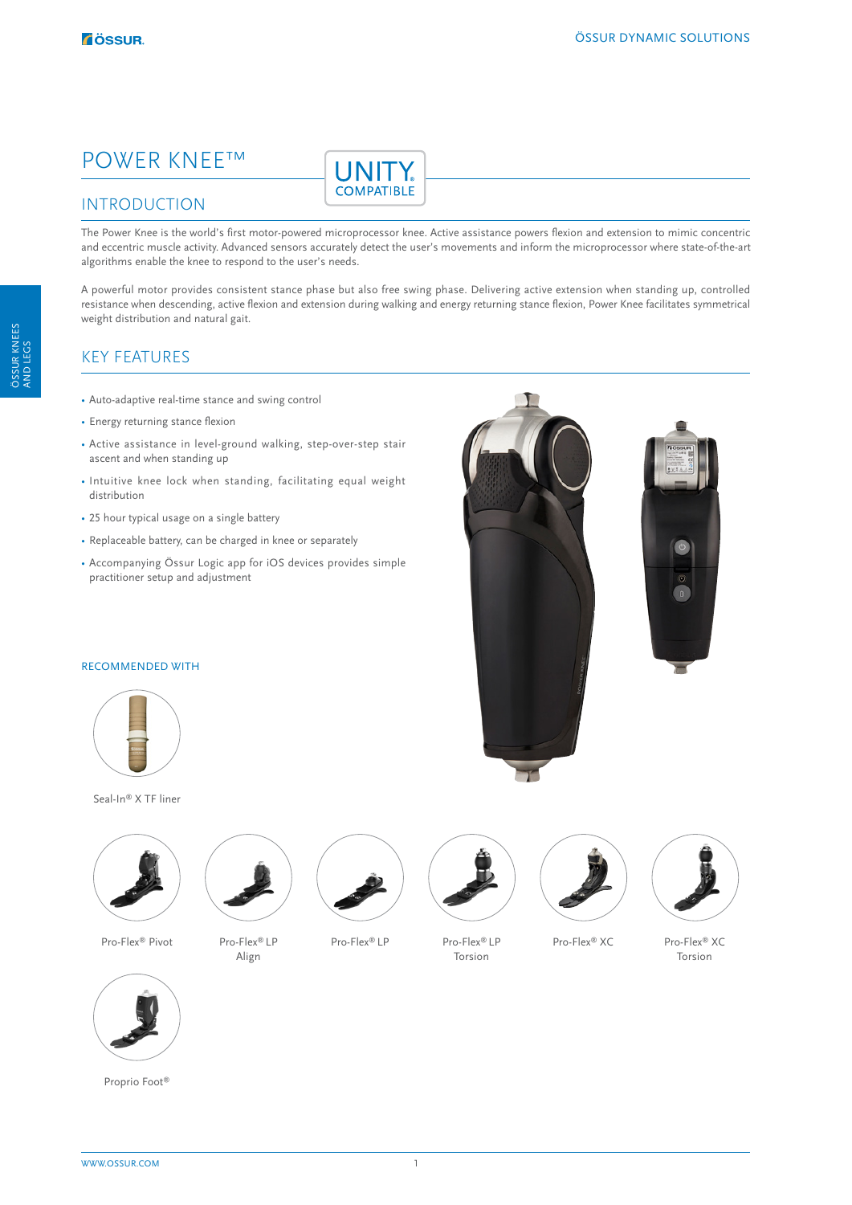# POWER KNEE™

UNITY COMPATIBLE

## INTRODUCTION

The Power Knee is the world's first motor-powered microprocessor knee. Active assistance powers flexion and extension to mimic concentric and eccentric muscle activity. Advanced sensors accurately detect the user's movements and inform the microprocessor where state-of-the-art algorithms enable the knee to respond to the user's needs.

A powerful motor provides consistent stance phase but also free swing phase. Delivering active extension when standing up, controlled resistance when descending, active flexion and extension during walking and energy returning stance flexion, Power Knee facilitates symmetrical weight distribution and natural gait.

## KEY FEATURES

- Auto-adaptive real-time stance and swing control
- Energy returning stance flexion
- Active assistance in level-ground walking, step-over-step stair ascent and when standing up
- Intuitive knee lock when standing, facilitating equal weight distribution
- 25 hour typical usage on a single battery
- Replaceable battery, can be charged in knee or separately
- Accompanying Össur Logic app for iOS devices provides simple practitioner setup and adjustment

### RECOMMENDED WITH

Seal-In® X TF liner

Pro-Flex® Pivot

Pro-Flex® LP Align

Pro-Flex® LP

Pro-Flex® LP Torsion

Pro-Flex® XC

Pro-Flex® XC Torsion

Proprio Foot®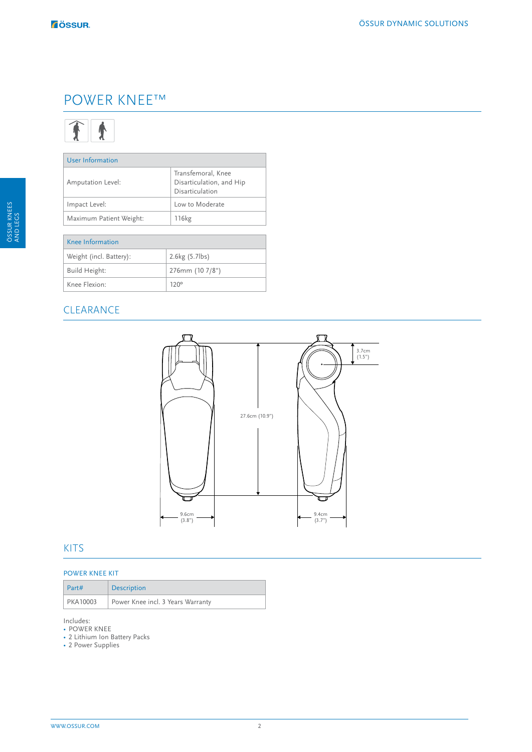# POWER KNEE™

| User Information | |
|---|---|
| Amputation Level: | Transfemoral, Knee Disarticulation, and Hip Disarticulation |
| Impact Level: | Low to Moderate |
| Maximum Patient Weight: | 116kg |

| Knee Information | |
|---|---|
| Weight (incl. Battery): | 2.6kg (5.7lbs) |
| Build Height: | 276mm (10 7/8") |
| Knee Flexion: | 120º |

## CLEARANCE

27.6cm (10.9")

3.7cm (1.5")

9.6cm (3.8")

9.4cm (3.7")

## KITS

### POWER KNEE KIT

| Part# | Description |
|---|---|
| PKA10003 | Power Knee incl. 3 Years Warranty |

Includes:

- POWER KNEE
- 2 Lithium Ion Battery Packs
- 2 Power Supplies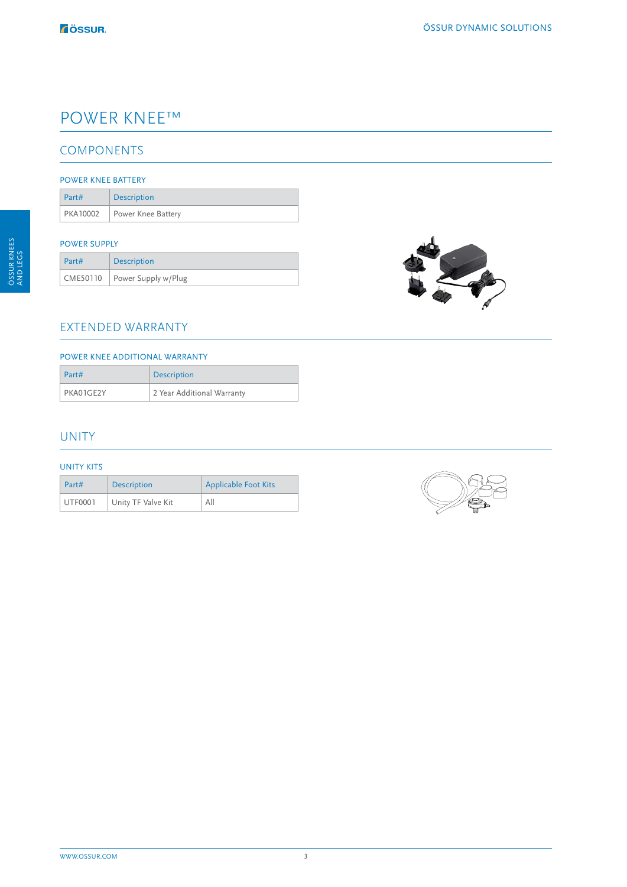# POWER KNEE™

## COMPONENTS

### POWER KNEE BATTERY

| Part# | Description |
|---|---|
| PKA10002 | Power Knee Battery |

### POWER SUPPLY

| Part# | Description |
|---|---|
| CME50110 | Power Supply w/Plug |

## EXTENDED WARRANTY

### POWER KNEE ADDITIONAL WARRANTY

| Part# | Description |
|---|---|
| PKA01GE2Y | 2 Year Additional Warranty |

## UNITY

### UNITY KITS

| Part# | Description | Applicable Foot Kits |
|---|---|---|
| UTF0001 | Unity TF Valve Kit | All |